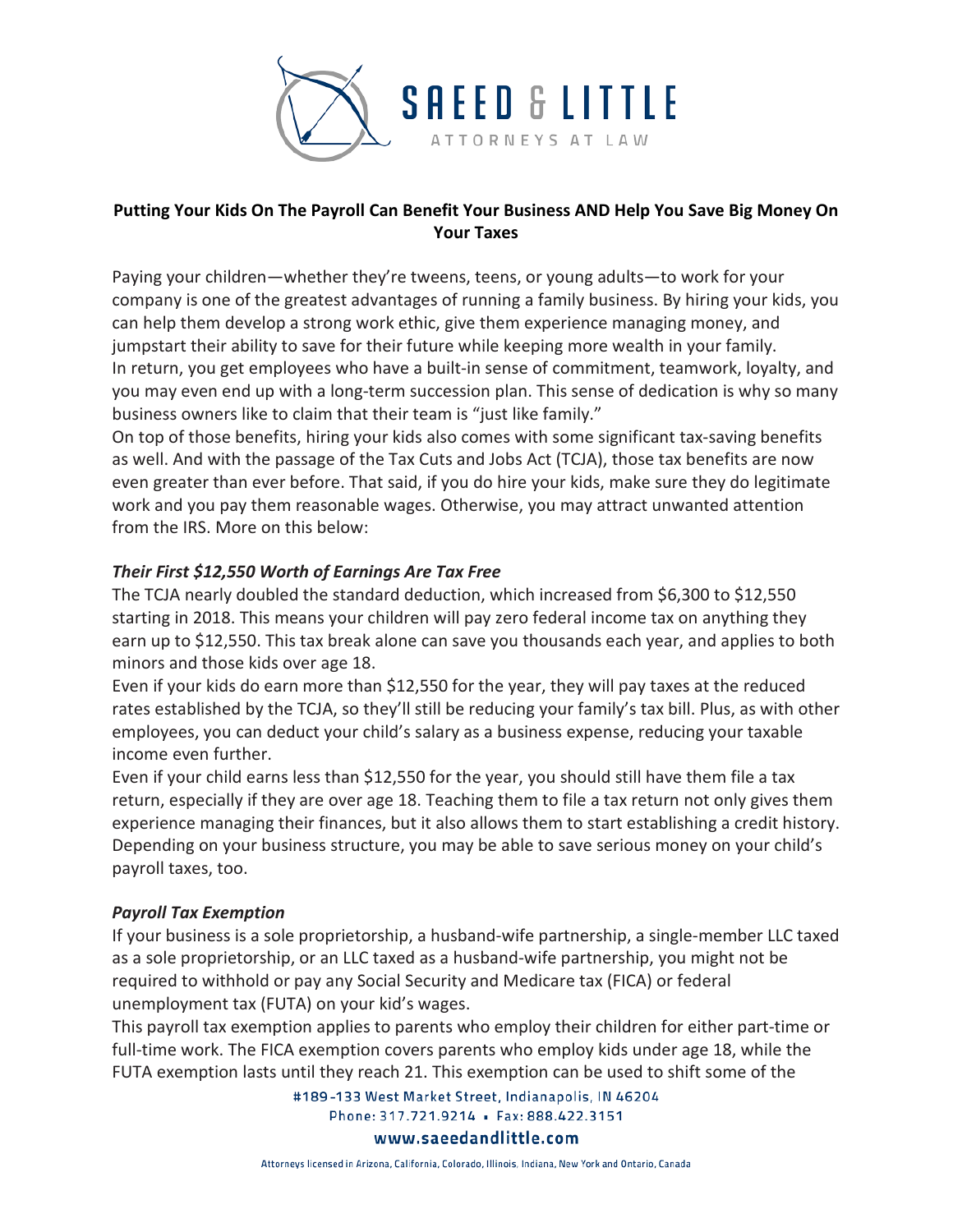**Putting Your Kids On The Payroll Can Benefit Your Business AND Help You Save Big Money On Your Taxes**

Paying your children—whether they're tweens, teens, or young adults—to work for your company is one of the greatest advantages of running a family business. By hiring your kids, you can help them develop a strong work ethic, give them experience managing money, and jumpstart their ability to save for their future while keeping more wealth in your family. In return, you get employees who have a built-in sense of commitment, teamwork, loyalty, and you may even end up with a long-term succession plan. This sense of dedication is why so many business owners like to claim that their team is "just like family."

On top of those benefits, hiring your kids also comes with some significant tax-saving benefits as well. And with the passage of the Tax Cuts and Jobs Act (TCJA), those tax benefits are now even greater than ever before. That said, if you do hire your kids, make sure they do legitimate work and you pay them reasonable wages. Otherwise, you may attract unwanted attention from the IRS. More on this below:

***Their First $12,550 Worth of Earnings Are Tax Free***

The TCJA nearly doubled the standard deduction, which increased from $6,300 to $12,550 starting in 2018. This means your children will pay zero federal income tax on anything they earn up to $12,550. This tax break alone can save you thousands each year, and applies to both minors and those kids over age 18.

Even if your kids do earn more than $12,550 for the year, they will pay taxes at the reduced rates established by the TCJA, so they'll still be reducing your family's tax bill. Plus, as with other employees, you can deduct your child's salary as a business expense, reducing your taxable income even further.

Even if your child earns less than $12,550 for the year, you should still have them file a tax return, especially if they are over age 18. Teaching them to file a tax return not only gives them experience managing their finances, but it also allows them to start establishing a credit history. Depending on your business structure, you may be able to save serious money on your child's payroll taxes, too.

***Payroll Tax Exemption***

If your business is a sole proprietorship, a husband-wife partnership, a single-member LLC taxed as a sole proprietorship, or an LLC taxed as a husband-wife partnership, you might not be required to withhold or pay any Social Security and Medicare tax (FICA) or federal unemployment tax (FUTA) on your kid's wages.

This payroll tax exemption applies to parents who employ their children for either part-time or full-time work. The FICA exemption covers parents who employ kids under age 18, while the FUTA exemption lasts until they reach 21. This exemption can be used to shift some of the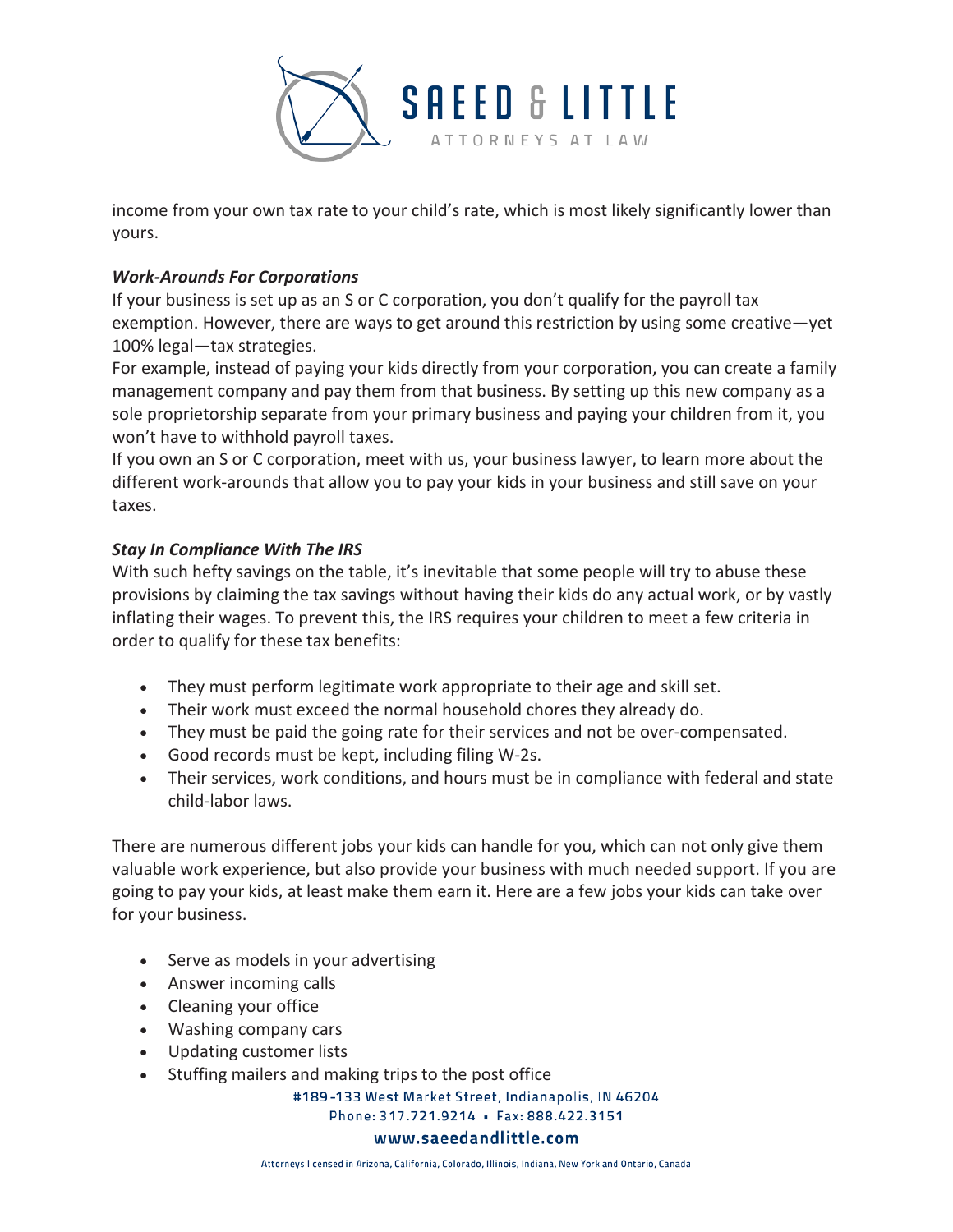income from your own tax rate to your child's rate, which is most likely significantly lower than yours.

***Work-Arounds For Corporations***

If your business is set up as an S or C corporation, you don't qualify for the payroll tax exemption. However, there are ways to get around this restriction by using some creative—yet 100% legal—tax strategies.

For example, instead of paying your kids directly from your corporation, you can create a family management company and pay them from that business. By setting up this new company as a sole proprietorship separate from your primary business and paying your children from it, you won't have to withhold payroll taxes.

If you own an S or C corporation, meet with us, your business lawyer, to learn more about the different work-arounds that allow you to pay your kids in your business and still save on your taxes.

***Stay In Compliance With The IRS***

With such hefty savings on the table, it's inevitable that some people will try to abuse these provisions by claiming the tax savings without having their kids do any actual work, or by vastly inflating their wages. To prevent this, the IRS requires your children to meet a few criteria in order to qualify for these tax benefits:

- They must perform legitimate work appropriate to their age and skill set.
- Their work must exceed the normal household chores they already do.
- They must be paid the going rate for their services and not be over-compensated.
- Good records must be kept, including filing W-2s.
- Their services, work conditions, and hours must be in compliance with federal and state child-labor laws.

There are numerous different jobs your kids can handle for you, which can not only give them valuable work experience, but also provide your business with much needed support. If you are going to pay your kids, at least make them earn it. Here are a few jobs your kids can take over for your business.

- Serve as models in your advertising
- Answer incoming calls
- Cleaning your office
- Washing company cars
- Updating customer lists
- Stuffing mailers and making trips to the post office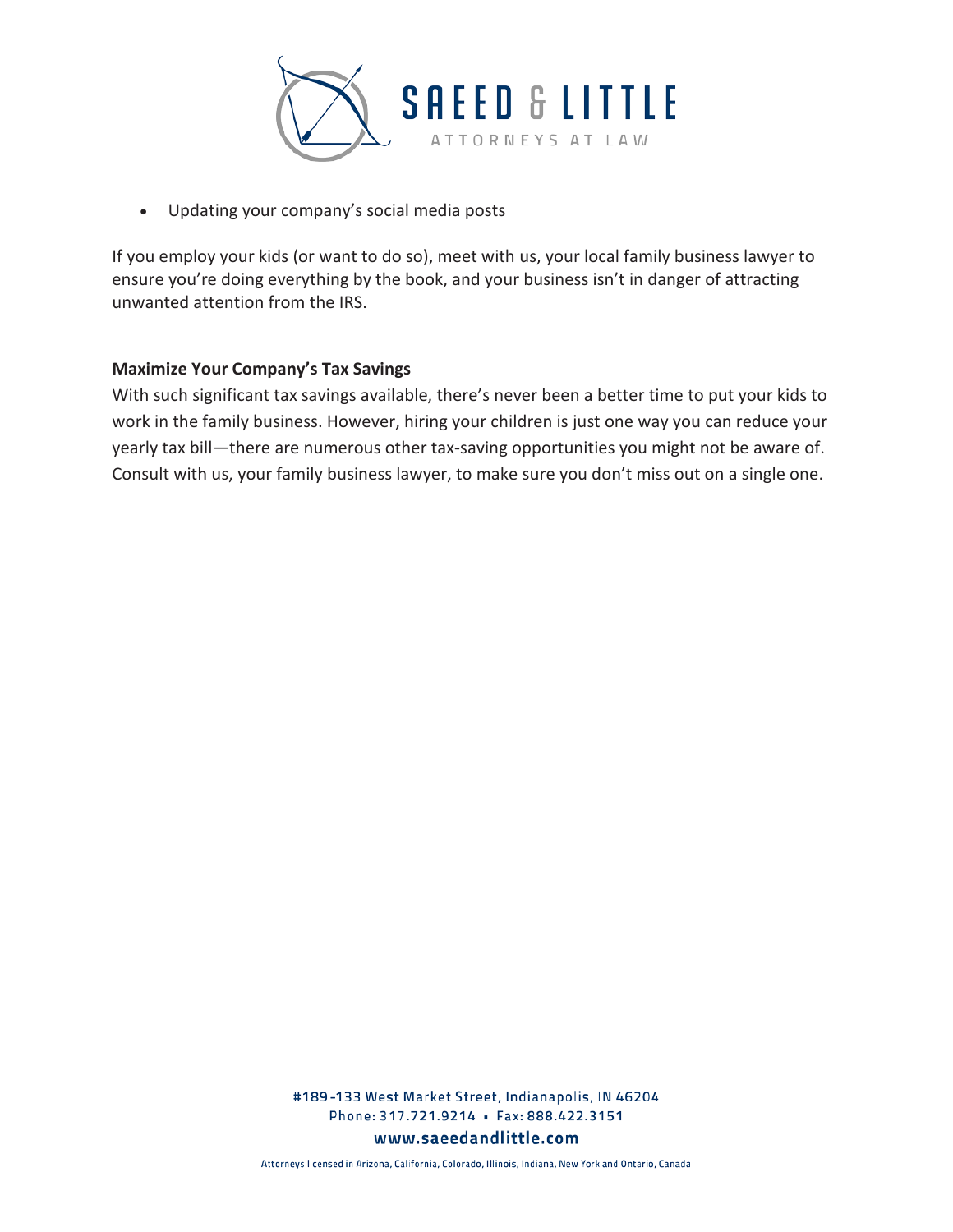- Updating your company's social media posts

If you employ your kids (or want to do so), meet with us, your local family business lawyer to ensure you're doing everything by the book, and your business isn't in danger of attracting unwanted attention from the IRS.

**Maximize Your Company's Tax Savings**

With such significant tax savings available, there's never been a better time to put your kids to work in the family business. However, hiring your children is just one way you can reduce your yearly tax bill—there are numerous other tax-saving opportunities you might not be aware of. Consult with us, your family business lawyer, to make sure you don't miss out on a single one.